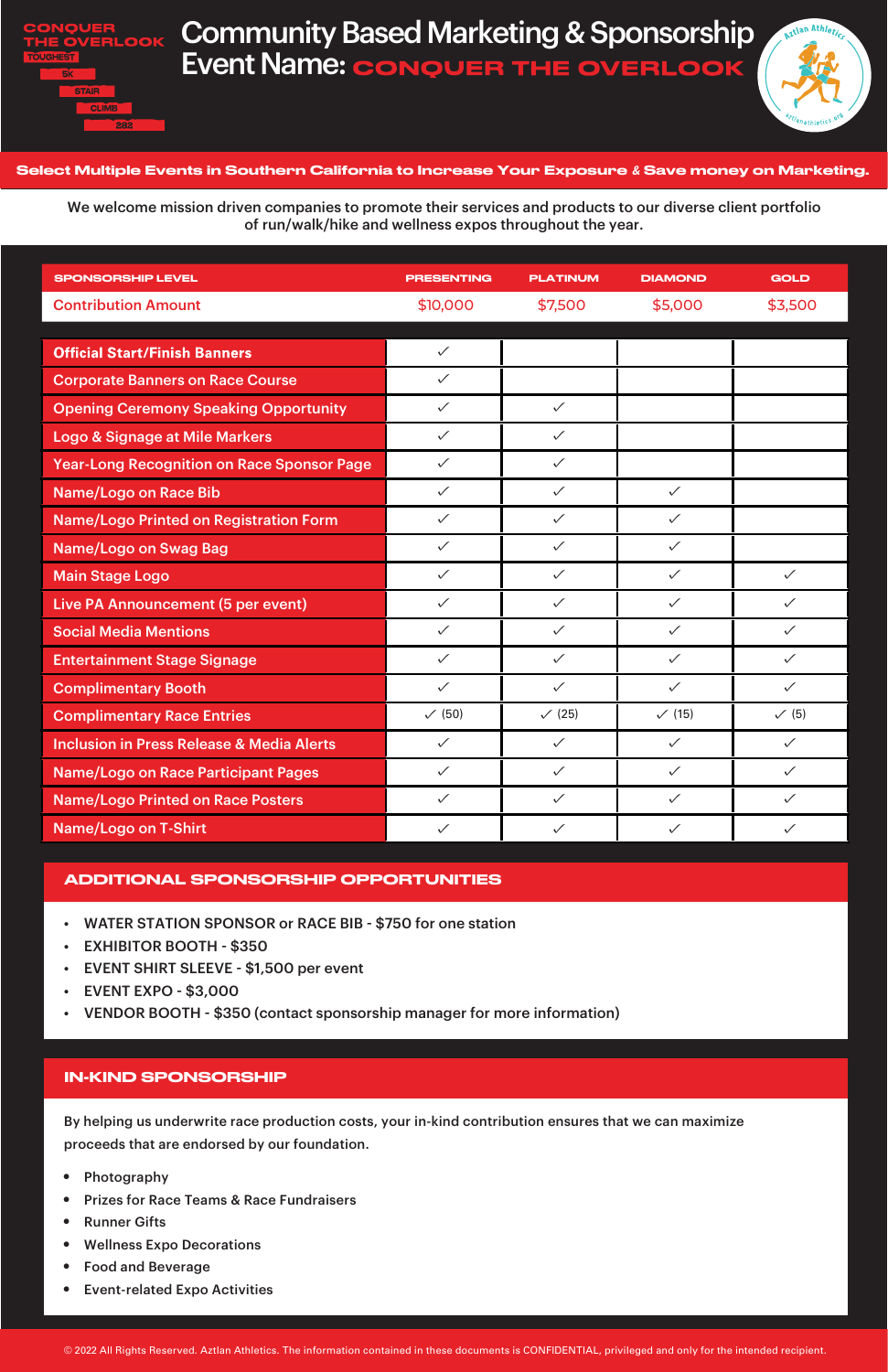CONQUER THE OVERLOOK
TOUGHEST 5K STAIR CLIMB 282

# Community Based Marketing & Sponsorship
## Event Name: CONQUER THE OVERLOOK

Aztlan Athletics
aztlanathletics.org

**Select Multiple Events in Southern California to Increase Your Exposure & Save money on Marketing.**

We welcome mission driven companies to promote their services and products to our diverse client portfolio of run/walk/hike and wellness expos throughout the year.

| SPONSORSHIP LEVEL | PRESENTING | PLATINUM | DIAMOND | GOLD |
|---|---|---|---|---|
| Contribution Amount | $10,000 | $7,500 | $5,000 | $3,500 |
| Official Start/Finish Banners | ✓ | | | |
| Corporate Banners on Race Course | ✓ | | | |
| Opening Ceremony Speaking Opportunity | ✓ | ✓ | | |
| Logo & Signage at Mile Markers | ✓ | ✓ | | |
| Year-Long Recognition on Race Sponsor Page | ✓ | ✓ | | |
| Name/Logo on Race Bib | ✓ | ✓ | ✓ | |
| Name/Logo Printed on Registration Form | ✓ | ✓ | ✓ | |
| Name/Logo on Swag Bag | ✓ | ✓ | ✓ | |
| Main Stage Logo | ✓ | ✓ | ✓ | ✓ |
| Live PA Announcement (5 per event) | ✓ | ✓ | ✓ | ✓ |
| Social Media Mentions | ✓ | ✓ | ✓ | ✓ |
| Entertainment Stage Signage | ✓ | ✓ | ✓ | ✓ |
| Complimentary Booth | ✓ | ✓ | ✓ | ✓ |
| Complimentary Race Entries | ✓ (50) | ✓ (25) | ✓ (15) | ✓ (5) |
| Inclusion in Press Release & Media Alerts | ✓ | ✓ | ✓ | ✓ |
| Name/Logo on Race Participant Pages | ✓ | ✓ | ✓ | ✓ |
| Name/Logo Printed on Race Posters | ✓ | ✓ | ✓ | ✓ |
| Name/Logo on T-Shirt | ✓ | ✓ | ✓ | ✓ |

## ADDITIONAL SPONSORSHIP OPPORTUNITIES

- WATER STATION SPONSOR or RACE BIB - $750 for one station
- EXHIBITOR BOOTH - $350
- EVENT SHIRT SLEEVE - $1,500 per event
- EVENT EXPO - $3,000
- VENDOR BOOTH - $350 (contact sponsorship manager for more information)

## IN-KIND SPONSORSHIP

By helping us underwrite race production costs, your in-kind contribution ensures that we can maximize proceeds that are endorsed by our foundation.

- Photography
- Prizes for Race Teams & Race Fundraisers
- Runner Gifts
- Wellness Expo Decorations
- Food and Beverage
- Event-related Expo Activities

© 2022 All Rights Reserved. Aztlan Athletics. The information contained in these documents is CONFIDENTIAL, privileged and only for the intended recipient.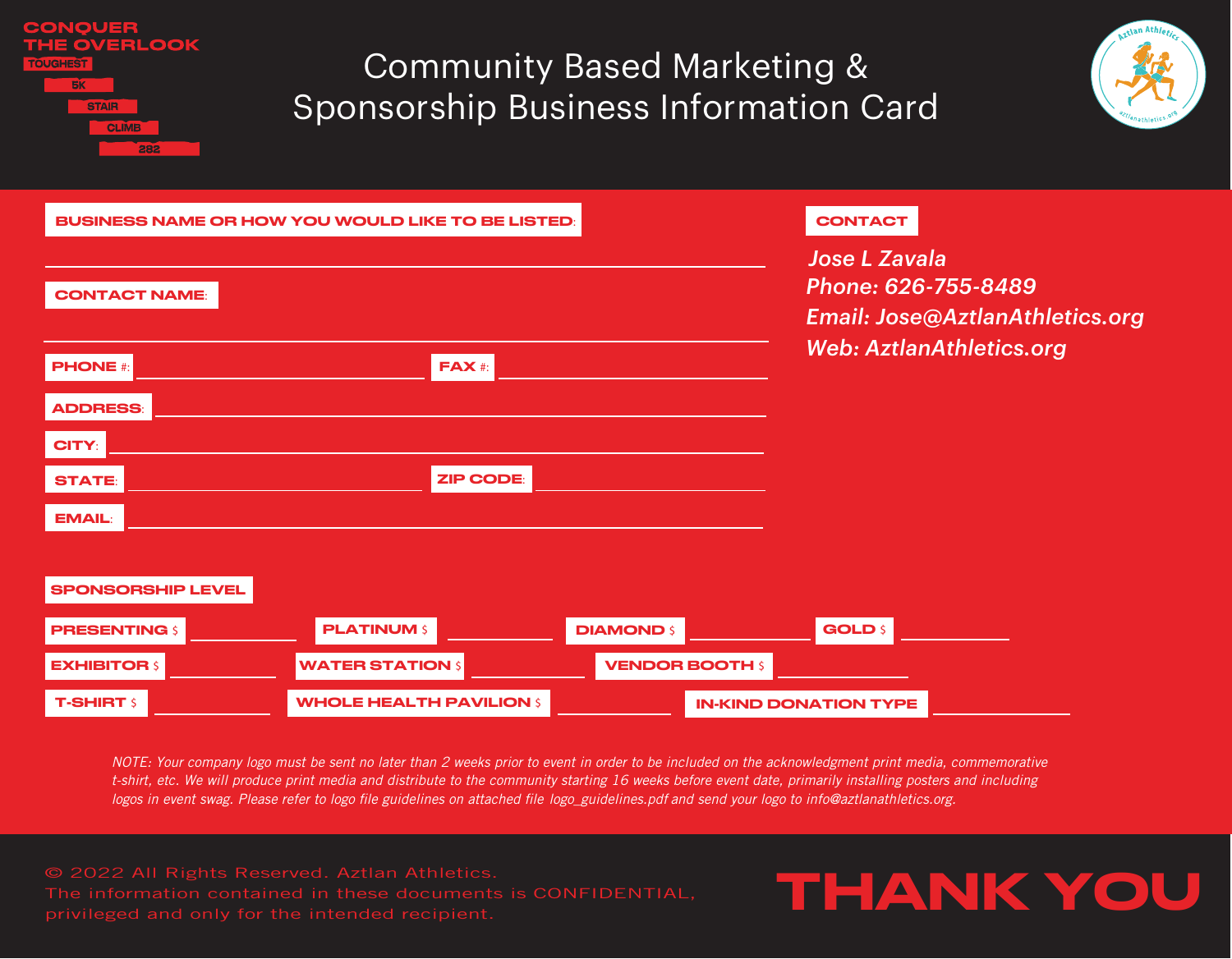CONQUER THE OVERLOOK

TOUGHEST 5K STAIR CLIMB 282

# Community Based Marketing & Sponsorship Business Information Card

**BUSINESS NAME OR HOW YOU WOULD LIKE TO BE LISTED:** ______________________________

**CONTACT NAME:** ______________________________

**PHONE #:** ______________ **FAX #:** ______________

**ADDRESS:** ______________________________

**CITY:** ______________________________

**STATE:** ______________ **ZIP CODE:** ______________

**EMAIL:** ______________________________

**CONTACT**

*Jose L Zavala*
*Phone: 626-755-8489*
*Email: Jose@AztlanAthletics.org*
*Web: AztlanAthletics.org*

**SPONSORSHIP LEVEL**

**PRESENTING $** ______ **PLATINUM $** ______ **DIAMOND $** ______ **GOLD $** ______

**EXHIBITOR $** ______ **WATER STATION $** ______ **VENDOR BOOTH $** ______

**T-SHIRT $** ______ **WHOLE HEALTH PAVILION $** ______ **IN-KIND DONATION TYPE** ______

*NOTE: Your company logo must be sent no later than 2 weeks prior to event in order to be included on the acknowledgment print media, commemorative t-shirt, etc. We will produce print media and distribute to the community starting 16 weeks before event date, primarily installing posters and including logos in event swag. Please refer to logo file guidelines on attached file logo_guidelines.pdf and send your logo to info@aztlanathletics.org.*

© 2022 All Rights Reserved. Aztlan Athletics.
The information contained in these documents is CONFIDENTIAL, privileged and only for the intended recipient.

**THANK YOU**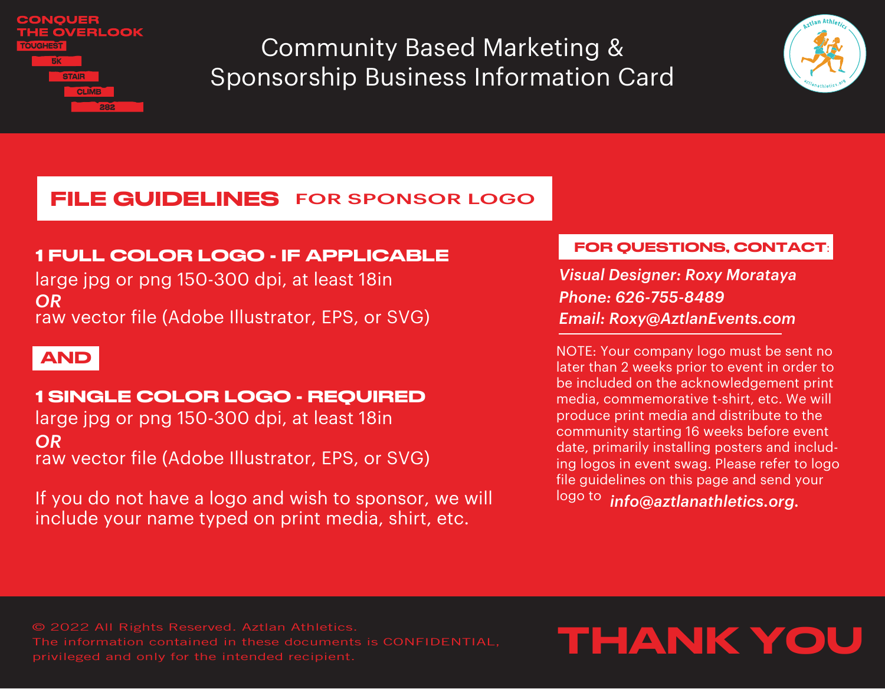CONQUER THE OVERLOOK

TOUGHEST 5K STAIR CLIMB 282

# Community Based Marketing & Sponsorship Business Information Card

Aztlan Athletics
aztlanathletics.org

## FILE GUIDELINES FOR SPONSOR LOGO

### 1 FULL COLOR LOGO - IF APPLICABLE

large jpg or png 150-300 dpi, at least 18in

***OR***

raw vector file (Adobe Illustrator, EPS, or SVG)

**AND**

### 1 SINGLE COLOR LOGO - REQUIRED

large jpg or png 150-300 dpi, at least 18in

***OR***

raw vector file (Adobe Illustrator, EPS, or SVG)

If you do not have a logo and wish to sponsor, we will include your name typed on print media, shirt, etc.

**FOR QUESTIONS, CONTACT:**

***Visual Designer: Roxy Morataya***

***Phone: 626-755-8489***

***Email: Roxy@AztlanEvents.com***

NOTE: Your company logo must be sent no later than 2 weeks prior to event in order to be included on the acknowledgement print media, commemorative t-shirt, etc. We will produce print media and distribute to the community starting 16 weeks before event date, primarily installing posters and including logos in event swag. Please refer to logo file guidelines on this page and send your logo to ***info@aztlanathletics.org.***

© 2022 All Rights Reserved. Aztlan Athletics.
The information contained in these documents is CONFIDENTIAL, privileged and only for the intended recipient.

**THANK YOU**